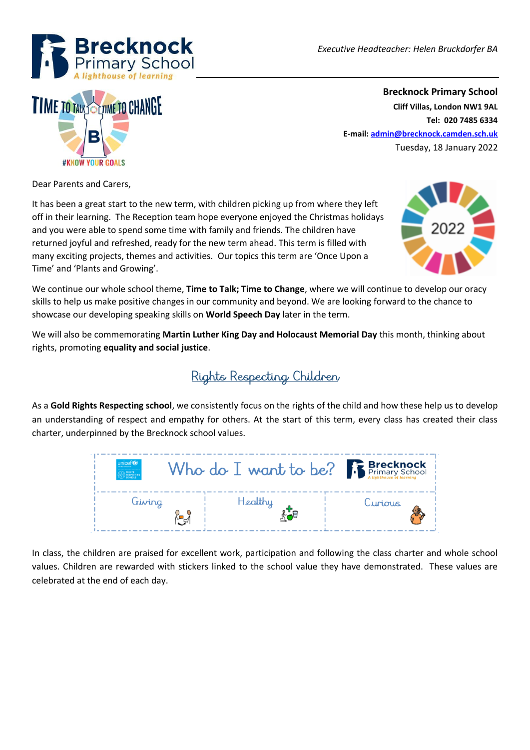*Executive Headteacher: Helen Bruckdorfer BA*

**Brecknock Primary School**
**Cliff Villas, London NW1 9AL**
**Tel: 020 7485 6334**
**E-mail: admin@brecknock.camden.sch.uk**
Tuesday, 18 January 2022

Dear Parents and Carers,

It has been a great start to the new term, with children picking up from where they left off in their learning. The Reception team hope everyone enjoyed the Christmas holidays and you were able to spend some time with family and friends. The children have returned joyful and refreshed, ready for the new term ahead. This term is filled with many exciting projects, themes and activities. Our topics this term are 'Once Upon a Time' and 'Plants and Growing'.

We continue our whole school theme, **Time to Talk; Time to Change**, where we will continue to develop our oracy skills to help us make positive changes in our community and beyond. We are looking forward to the chance to showcase our developing speaking skills on **World Speech Day** later in the term.

We will also be commemorating **Martin Luther King Day and Holocaust Memorial Day** this month, thinking about rights, promoting **equality and social justice**.

## Rights Respecting Children

As a **Gold Rights Respecting school**, we consistently focus on the rights of the child and how these help us to develop an understanding of respect and empathy for others. At the start of this term, every class has created their class charter, underpinned by the Brecknock school values.

| Who do I want to be? | | |
|---|---|---|
| Giving | Healthy | Curious |

In class, the children are praised for excellent work, participation and following the class charter and whole school values. Children are rewarded with stickers linked to the school value they have demonstrated. These values are celebrated at the end of each day.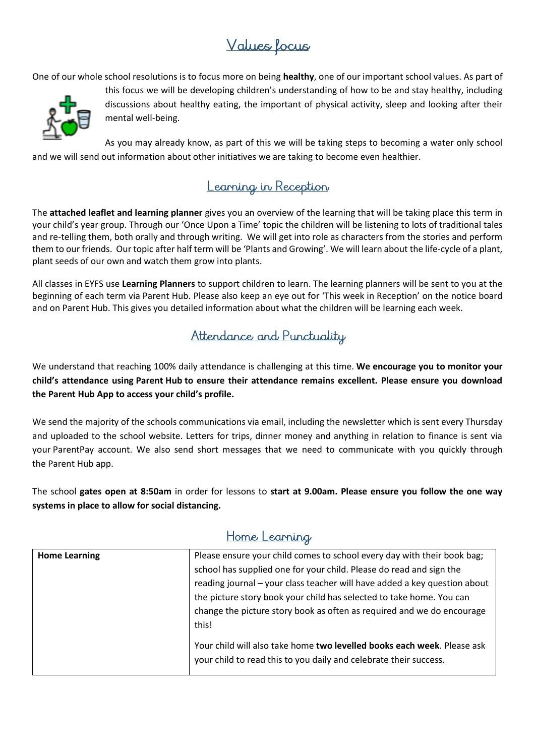## Values focus

One of our whole school resolutions is to focus more on being **healthy**, one of our important school values. As part of this focus we will be developing children's understanding of how to be and stay healthy, including discussions about healthy eating, the important of physical activity, sleep and looking after their mental well-being.

As you may already know, as part of this we will be taking steps to becoming a water only school and we will send out information about other initiatives we are taking to become even healthier.

## Learning in Reception

The **attached leaflet and learning planner** gives you an overview of the learning that will be taking place this term in your child's year group. Through our 'Once Upon a Time' topic the children will be listening to lots of traditional tales and re-telling them, both orally and through writing. We will get into role as characters from the stories and perform them to our friends. Our topic after half term will be 'Plants and Growing'. We will learn about the life-cycle of a plant, plant seeds of our own and watch them grow into plants.

All classes in EYFS use **Learning Planners** to support children to learn. The learning planners will be sent to you at the beginning of each term via Parent Hub. Please also keep an eye out for 'This week in Reception' on the notice board and on Parent Hub. This gives you detailed information about what the children will be learning each week.

## Attendance and Punctuality

We understand that reaching 100% daily attendance is challenging at this time. **We encourage you to monitor your child's attendance using Parent Hub to ensure their attendance remains excellent. Please ensure you download the Parent Hub App to access your child's profile.**

We send the majority of the schools communications via email, including the newsletter which is sent every Thursday and uploaded to the school website. Letters for trips, dinner money and anything in relation to finance is sent via your ParentPay account. We also send short messages that we need to communicate with you quickly through the Parent Hub app.

The school **gates open at 8:50am** in order for lessons to **start at 9.00am. Please ensure you follow the one way systems in place to allow for social distancing.**

## Home Learning

| **Home Learning** | Please ensure your child comes to school every day with their book bag; school has supplied one for your child. Please do read and sign the reading journal – your class teacher will have added a key question about the picture story book your child has selected to take home. You can change the picture story book as often as required and we do encourage this!<br><br>Your child will also take home **two levelled books each week**. Please ask your child to read this to you daily and celebrate their success. |
|---|---|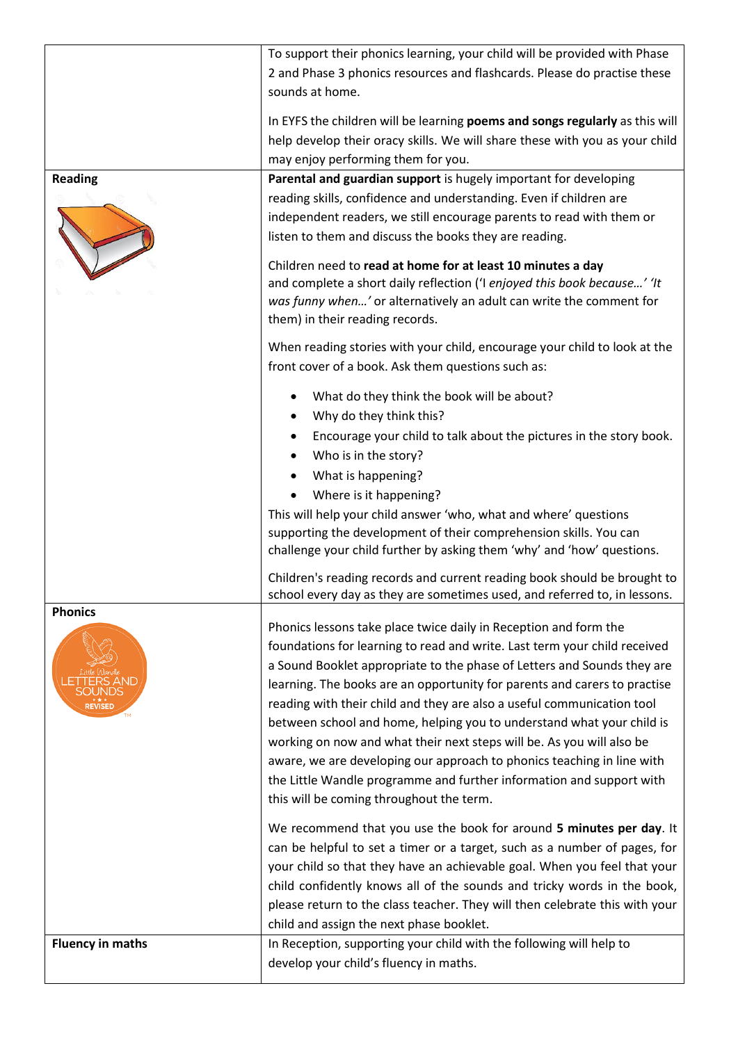| | |
|---|---|
| | To support their phonics learning, your child will be provided with Phase 2 and Phase 3 phonics resources and flashcards. Please do practise these sounds at home.<br><br>In EYFS the children will be learning **poems and songs regularly** as this will help develop their oracy skills. We will share these with you as your child may enjoy performing them for you. |
| **Reading** | **Parental and guardian support** is hugely important for developing reading skills, confidence and understanding. Even if children are independent readers, we still encourage parents to read with them or listen to them and discuss the books they are reading.<br><br>Children need to **read at home for at least 10 minutes a day** and complete a short daily reflection ('I *enjoyed this book because…' 'It was funny when…'* or alternatively an adult can write the comment for them) in their reading records.<br><br>When reading stories with your child, encourage your child to look at the front cover of a book. Ask them questions such as:<br><br>• What do they think the book will be about?<br>• Why do they think this?<br>• Encourage your child to talk about the pictures in the story book.<br>• Who is in the story?<br>• What is happening?<br>• Where is it happening?<br><br>This will help your child answer 'who, what and where' questions supporting the development of their comprehension skills. You can challenge your child further by asking them 'why' and 'how' questions.<br><br>Children's reading records and current reading book should be brought to school every day as they are sometimes used, and referred to, in lessons. |
| **Phonics**<br><br>Little Wandle LETTERS AND SOUNDS REVISED | Phonics lessons take place twice daily in Reception and form the foundations for learning to read and write. Last term your child received a Sound Booklet appropriate to the phase of Letters and Sounds they are learning. The books are an opportunity for parents and carers to practise reading with their child and they are also a useful communication tool between school and home, helping you to understand what your child is working on now and what their next steps will be. As you will also be aware, we are developing our approach to phonics teaching in line with the Little Wandle programme and further information and support with this will be coming throughout the term.<br><br>We recommend that you use the book for around **5 minutes per day**. It can be helpful to set a timer or a target, such as a number of pages, for your child so that they have an achievable goal. When you feel that your child confidently knows all of the sounds and tricky words in the book, please return to the class teacher. They will then celebrate this with your child and assign the next phase booklet. |
| **Fluency in maths** | In Reception, supporting your child with the following will help to develop your child's fluency in maths. |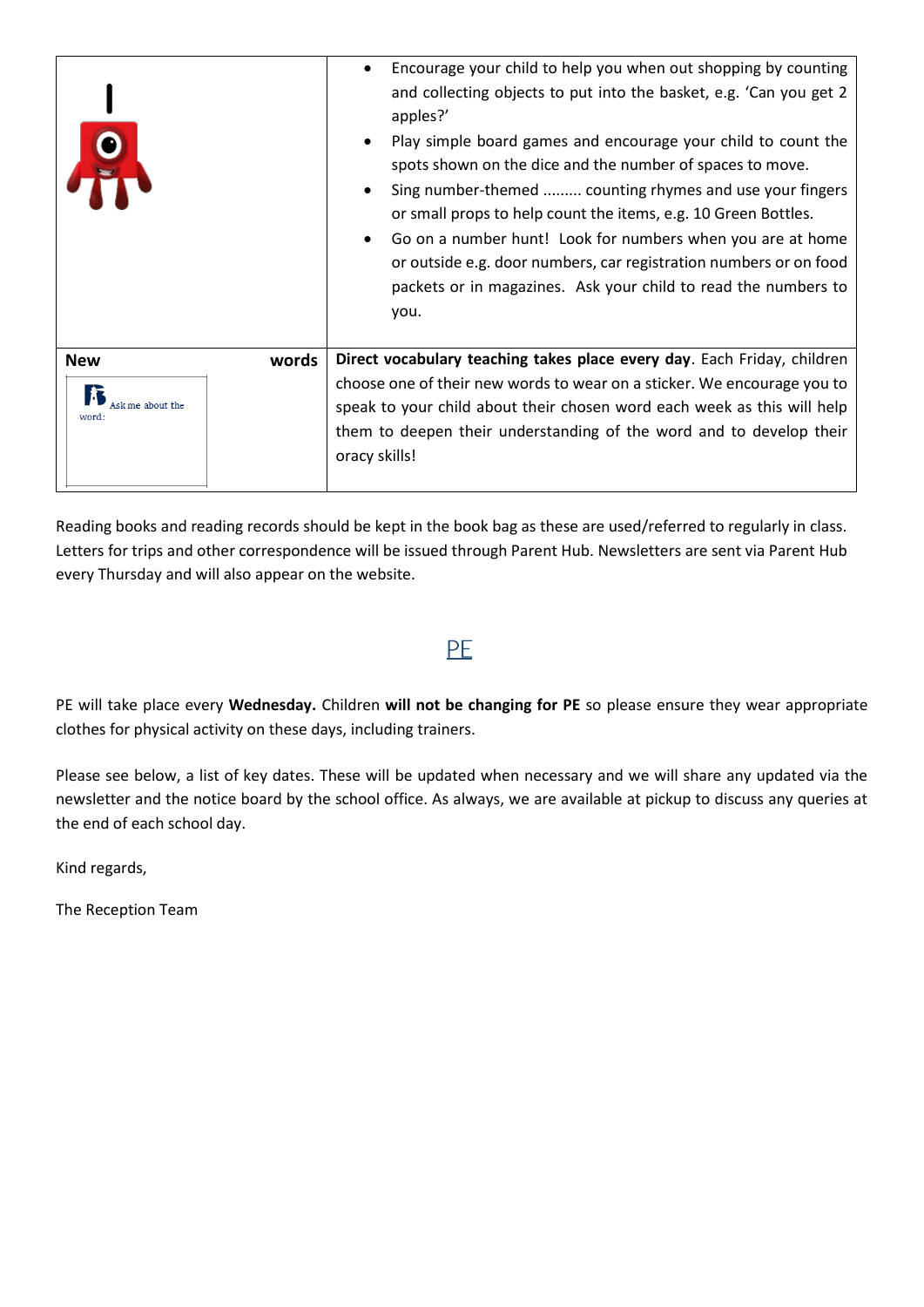| | |
|---|---|
| | - Encourage your child to help you when out shopping by counting and collecting objects to put into the basket, e.g. 'Can you get 2 apples?'<br>- Play simple board games and encourage your child to count the spots shown on the dice and the number of spaces to move.<br>- Sing number-themed ......... counting rhymes and use your fingers or small props to help count the items, e.g. 10 Green Bottles.<br>- Go on a number hunt! Look for numbers when you are at home or outside e.g. door numbers, car registration numbers or on food packets or in magazines. Ask your child to read the numbers to you. |
| **New words**<br>Ask me about the word: | **Direct vocabulary teaching takes place every day**. Each Friday, children choose one of their new words to wear on a sticker. We encourage you to speak to your child about their chosen word each week as this will help them to deepen their understanding of the word and to develop their oracy skills! |

Reading books and reading records should be kept in the book bag as these are used/referred to regularly in class. Letters for trips and other correspondence will be issued through Parent Hub. Newsletters are sent via Parent Hub every Thursday and will also appear on the website.

## PE

PE will take place every **Wednesday.** Children **will not be changing for PE** so please ensure they wear appropriate clothes for physical activity on these days, including trainers.

Please see below, a list of key dates. These will be updated when necessary and we will share any updated via the newsletter and the notice board by the school office. As always, we are available at pickup to discuss any queries at the end of each school day.

Kind regards,

The Reception Team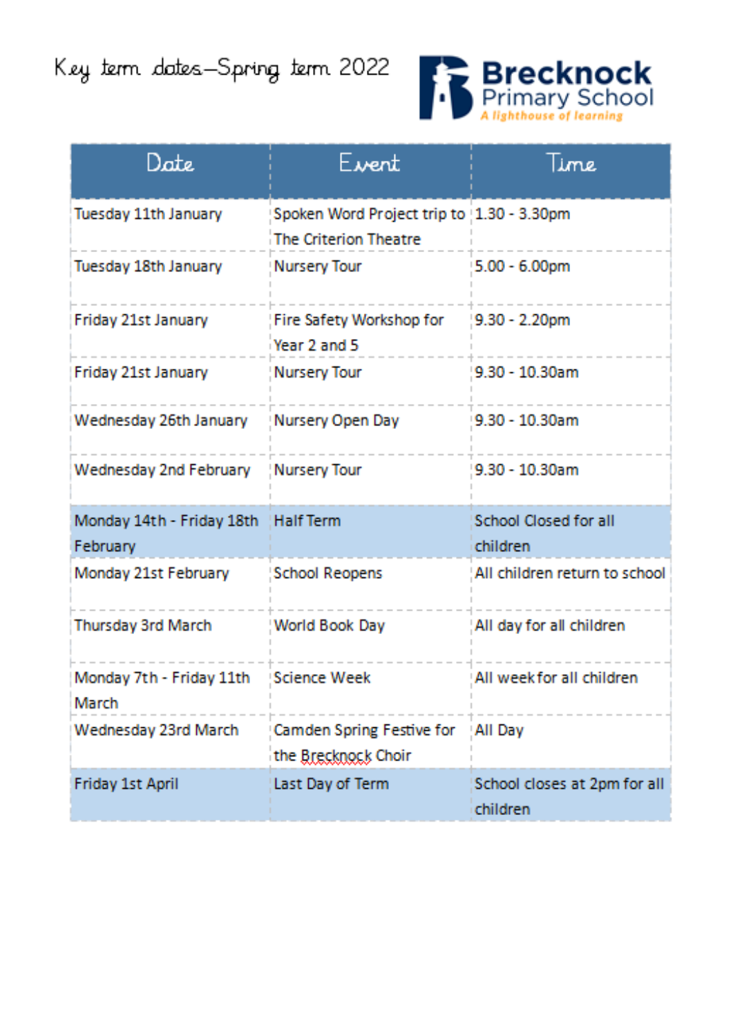# Key term dates–Spring term 2022

**Brecknock Primary School**
*A lighthouse of learning*

| Date | Event | Time |
|---|---|---|
| Tuesday 11th January | Spoken Word Project trip to The Criterion Theatre | 1.30 - 3.30pm |
| Tuesday 18th January | Nursery Tour | 5.00 - 6.00pm |
| Friday 21st January | Fire Safety Workshop for Year 2 and 5 | 9.30 - 2.20pm |
| Friday 21st January | Nursery Tour | 9.30 - 10.30am |
| Wednesday 26th January | Nursery Open Day | 9.30 - 10.30am |
| Wednesday 2nd February | Nursery Tour | 9.30 - 10.30am |
| Monday 14th - Friday 18th February | Half Term | School Closed for all children |
| Monday 21st February | School Reopens | All children return to school |
| Thursday 3rd March | World Book Day | All day for all children |
| Monday 7th - Friday 11th March | Science Week | All week for all children |
| Wednesday 23rd March | Camden Spring Festive for the Brecknock Choir | All Day |
| Friday 1st April | Last Day of Term | School closes at 2pm for all children |